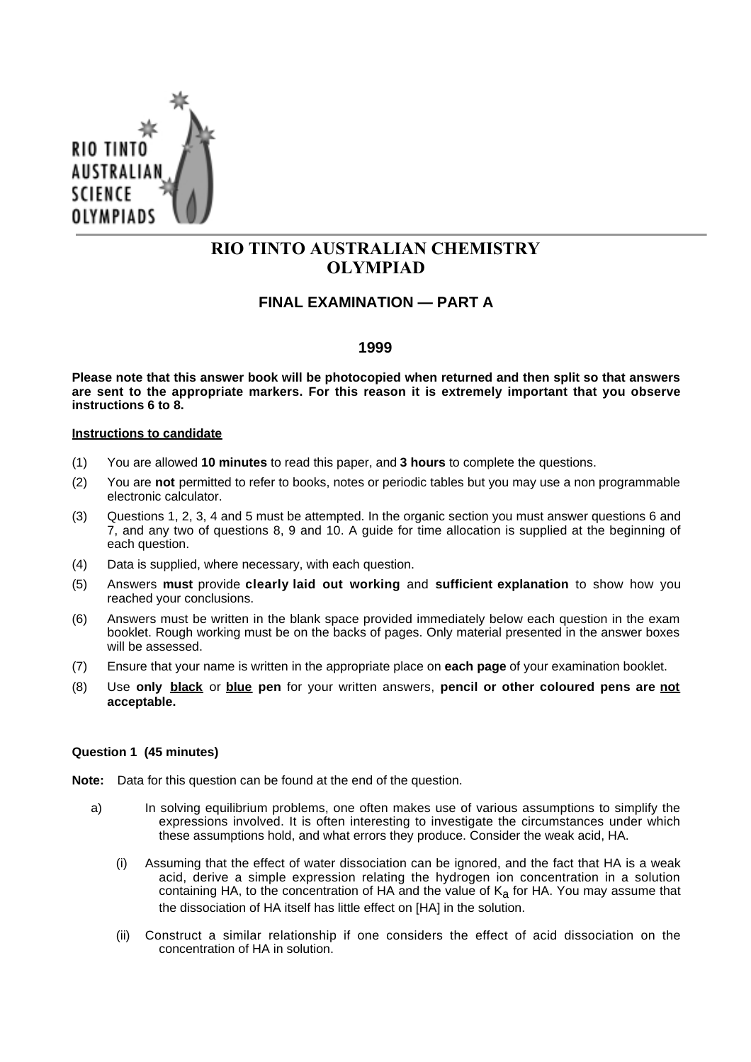# RIO TINTO AUSTRALIAN CHEMISTRY OLYMPIAD

## FINAL EXAMINATION — PART A

### 1999

**Please note that this answer book will be photocopied when returned and then split so that answers are sent to the appropriate markers. For this reason it is extremely important that you observe instructions 6 to 8.**

**Instructions to candidate**

(1) You are allowed **10 minutes** to read this paper, and **3 hours** to complete the questions.

(2) You are **not** permitted to refer to books, notes or periodic tables but you may use a non programmable electronic calculator.

(3) Questions 1, 2, 3, 4 and 5 must be attempted. In the organic section you must answer questions 6 and 7, and any two of questions 8, 9 and 10. A guide for time allocation is supplied at the beginning of each question.

(4) Data is supplied, where necessary, with each question.

(5) Answers **must** provide **clearly laid out working** and **sufficient explanation** to show how you reached your conclusions.

(6) Answers must be written in the blank space provided immediately below each question in the exam booklet. Rough working must be on the backs of pages. Only material presented in the answer boxes will be assessed.

(7) Ensure that your name is written in the appropriate place on **each page** of your examination booklet.

(8) Use **only black** or **blue pen** for your written answers, **pencil or other coloured pens are not acceptable.**

**Question 1 (45 minutes)**

**Note:** Data for this question can be found at the end of the question.

a) In solving equilibrium problems, one often makes use of various assumptions to simplify the expressions involved. It is often interesting to investigate the circumstances under which these assumptions hold, and what errors they produce. Consider the weak acid, HA.

(i) Assuming that the effect of water dissociation can be ignored, and the fact that HA is a weak acid, derive a simple expression relating the hydrogen ion concentration in a solution containing HA, to the concentration of HA and the value of $K_a$ for HA. You may assume that the dissociation of HA itself has little effect on [HA] in the solution.

(ii) Construct a similar relationship if one considers the effect of acid dissociation on the concentration of HA in solution.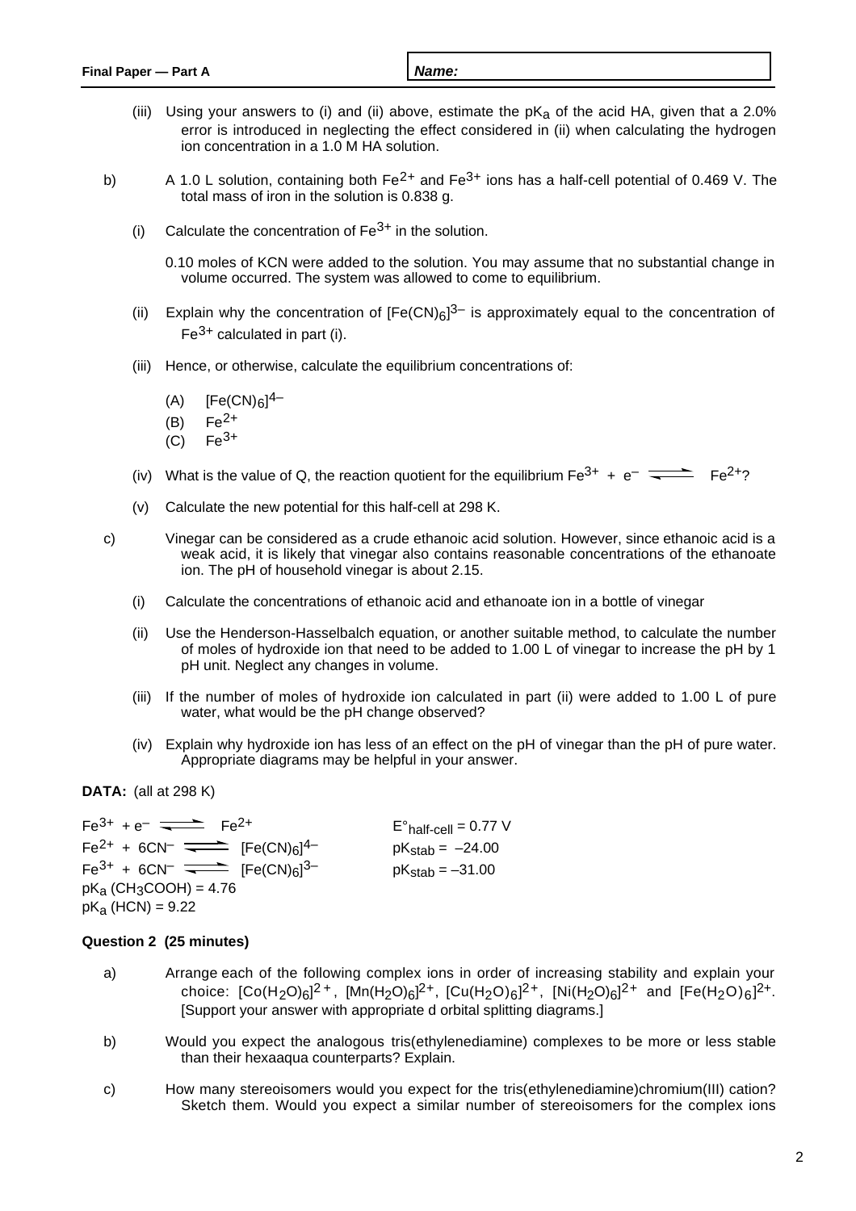(iii) Using your answers to (i) and (ii) above, estimate the $pK_a$ of the acid HA, given that a 2.0% error is introduced in neglecting the effect considered in (ii) when calculating the hydrogen ion concentration in a 1.0 M HA solution.

b) A 1.0 L solution, containing both $Fe^{2+}$ and $Fe^{3+}$ ions has a half-cell potential of 0.469 V. The total mass of iron in the solution is 0.838 g.

(i) Calculate the concentration of $Fe^{3+}$ in the solution.

0.10 moles of KCN were added to the solution. You may assume that no substantial change in volume occurred. The system was allowed to come to equilibrium.

(ii) Explain why the concentration of $[Fe(CN)_6]^{3-}$ is approximately equal to the concentration of $Fe^{3+}$ calculated in part (i).

(iii) Hence, or otherwise, calculate the equilibrium concentrations of:

(A) $[Fe(CN)_6]^{4-}$
(B) $Fe^{2+}$
(C) $Fe^{3+}$

(iv) What is the value of Q, the reaction quotient for the equilibrium $Fe^{3+} + e^- \rightleftharpoons Fe^{2+}$?

(v) Calculate the new potential for this half-cell at 298 K.

c) Vinegar can be considered as a crude ethanoic acid solution. However, since ethanoic acid is a weak acid, it is likely that vinegar also contains reasonable concentrations of the ethanoate ion. The pH of household vinegar is about 2.15.

(i) Calculate the concentrations of ethanoic acid and ethanoate ion in a bottle of vinegar

(ii) Use the Henderson-Hasselbalch equation, or another suitable method, to calculate the number of moles of hydroxide ion that need to be added to 1.00 L of vinegar to increase the pH by 1 pH unit. Neglect any changes in volume.

(iii) If the number of moles of hydroxide ion calculated in part (ii) were added to 1.00 L of pure water, what would be the pH change observed?

(iv) Explain why hydroxide ion has less of an effect on the pH of vinegar than the pH of pure water. Appropriate diagrams may be helpful in your answer.

**DATA:** (all at 298 K)

$Fe^{3+} + e^- \rightleftharpoons Fe^{2+}$ $\quad\quad E^\circ_{half\text{-}cell} = 0.77$ V

$Fe^{2+} + 6CN^- \rightleftharpoons [Fe(CN)_6]^{4-}$ $\quad\quad pK_{stab} = -24.00$

$Fe^{3+} + 6CN^- \rightleftharpoons [Fe(CN)_6]^{3-}$ $\quad\quad pK_{stab} = -31.00$

$pK_a$ ($CH_3COOH$) = 4.76

$pK_a$ (HCN) = 9.22

**Question 2 (25 minutes)**

a) Arrange each of the following complex ions in order of increasing stability and explain your choice: $[Co(H_2O)_6]^{2+}$, $[Mn(H_2O)_6]^{2+}$, $[Cu(H_2O)_6]^{2+}$, $[Ni(H_2O)_6]^{2+}$ and $[Fe(H_2O)_6]^{2+}$. [Support your answer with appropriate d orbital splitting diagrams.]

b) Would you expect the analogous tris(ethylenediamine) complexes to be more or less stable than their hexaaqua counterparts? Explain.

c) How many stereoisomers would you expect for the tris(ethylenediamine)chromium(III) cation? Sketch them. Would you expect a similar number of stereoisomers for the complex ions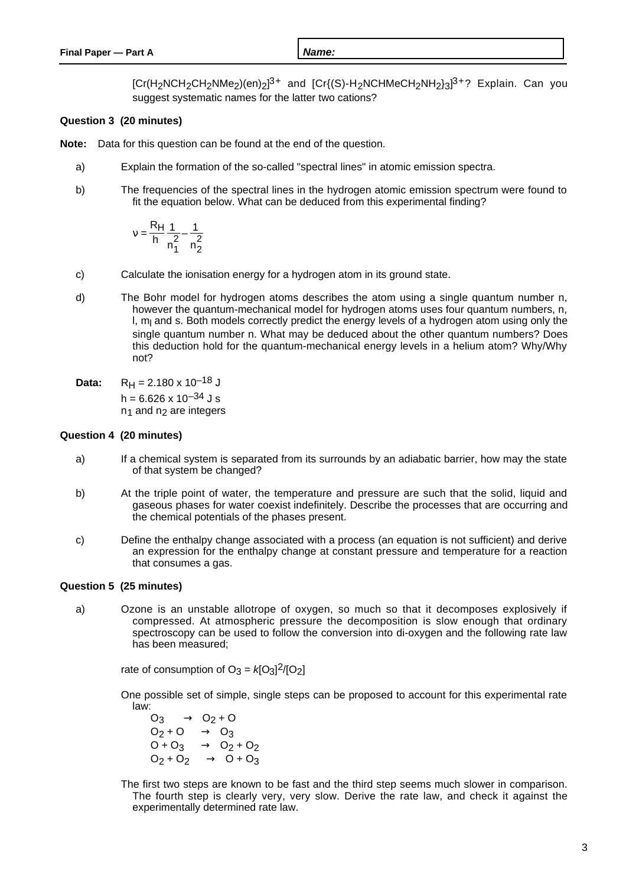$[Cr(H_2NCH_2CH_2NMe_2)(en)_2]^{3+}$ and $[Cr\{(S)\text{-}H_2NCHMeCH_2NH_2\}_3]^{3+}$? Explain. Can you suggest systematic names for the latter two cations?

**Question 3 (20 minutes)**

**Note:** Data for this question can be found at the end of the question.

a) Explain the formation of the so-called "spectral lines" in atomic emission spectra.

b) The frequencies of the spectral lines in the hydrogen atomic emission spectrum were found to fit the equation below. What can be deduced from this experimental finding?

$$\nu = \frac{R_H}{h}\left(\frac{1}{n_1^2} - \frac{1}{n_2^2}\right)$$

c) Calculate the ionisation energy for a hydrogen atom in its ground state.

d) The Bohr model for hydrogen atoms describes the atom using a single quantum number n, however the quantum-mechanical model for hydrogen atoms uses four quantum numbers, n, l, $m_l$ and s. Both models correctly predict the energy levels of a hydrogen atom using only the single quantum number n. What may be deduced about the other quantum numbers? Does this deduction hold for the quantum-mechanical energy levels in a helium atom? Why/Why not?

**Data:** $R_H = 2.180 \times 10^{-18}$ J
$h = 6.626 \times 10^{-34}$ J s
$n_1$ and $n_2$ are integers

**Question 4 (20 minutes)**

a) If a chemical system is separated from its surrounds by an adiabatic barrier, how may the state of that system be changed?

b) At the triple point of water, the temperature and pressure are such that the solid, liquid and gaseous phases for water coexist indefinitely. Describe the processes that are occurring and the chemical potentials of the phases present.

c) Define the enthalpy change associated with a process (an equation is not sufficient) and derive an expression for the enthalpy change at constant pressure and temperature for a reaction that consumes a gas.

**Question 5 (25 minutes)**

a) Ozone is an unstable allotrope of oxygen, so much so that it decomposes explosively if compressed. At atmospheric pressure the decomposition is slow enough that ordinary spectroscopy can be used to follow the conversion into di-oxygen and the following rate law has been measured;

rate of consumption of $O_3 = k[O_3]^2/[O_2]$

One possible set of simple, single steps can be proposed to account for this experimental rate law:

$O_3 \rightarrow O_2 + O$
$O_2 + O \rightarrow O_3$
$O + O_3 \rightarrow O_2 + O_2$
$O_2 + O_2 \rightarrow O + O_3$

The first two steps are known to be fast and the third step seems much slower in comparison. The fourth step is clearly very, very slow. Derive the rate law, and check it against the experimentally determined rate law.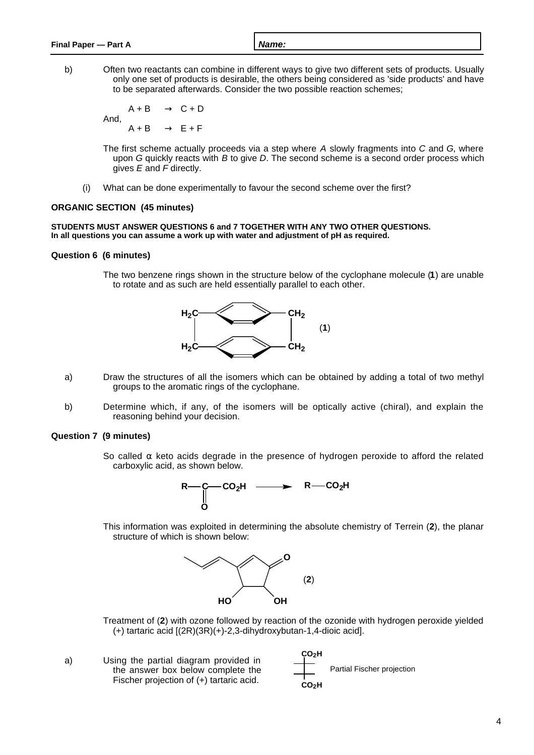b) Often two reactants can combine in different ways to give two different sets of products. Usually only one set of products is desirable, the others being considered as 'side products' and have to be separated afterwards. Consider the two possible reaction schemes;

$$A + B \rightarrow C + D$$

And,

$$A + B \rightarrow E + F$$

The first scheme actually proceeds via a step where *A* slowly fragments into *C* and *G*, where upon *G* quickly reacts with *B* to give *D*. The second scheme is a second order process which gives *E* and *F* directly.

(i) What can be done experimentally to favour the second scheme over the first?

### ORGANIC SECTION (45 minutes)

**STUDENTS MUST ANSWER QUESTIONS 6 and 7 TOGETHER WITH ANY TWO OTHER QUESTIONS.**
**In all questions you can assume a work up with water and adjustment of pH as required.**

### Question 6 (6 minutes)

The two benzene rings shown in the structure below of the cyclophane molecule (**1**) are unable to rotate and as such are held essentially parallel to each other.

(**1**)

a) Draw the structures of all the isomers which can be obtained by adding a total of two methyl groups to the aromatic rings of the cyclophane.

b) Determine which, if any, of the isomers will be optically active (chiral), and explain the reasoning behind your decision.

### Question 7 (9 minutes)

So called α keto acids degrade in the presence of hydrogen peroxide to afford the related carboxylic acid, as shown below.

$$R-C(=O)-CO_2H \longrightarrow R-CO_2H$$

This information was exploited in determining the absolute chemistry of Terrein (**2**), the planar structure of which is shown below:

(**2**)

Treatment of (**2**) with ozone followed by reaction of the ozonide with hydrogen peroxide yielded (+) tartaric acid [(2R)(3R)(+)-2,3-dihydroxybutan-1,4-dioic acid].

a) Using the partial diagram provided in the answer box below complete the Fischer projection of (+) tartaric acid.

Partial Fischer projection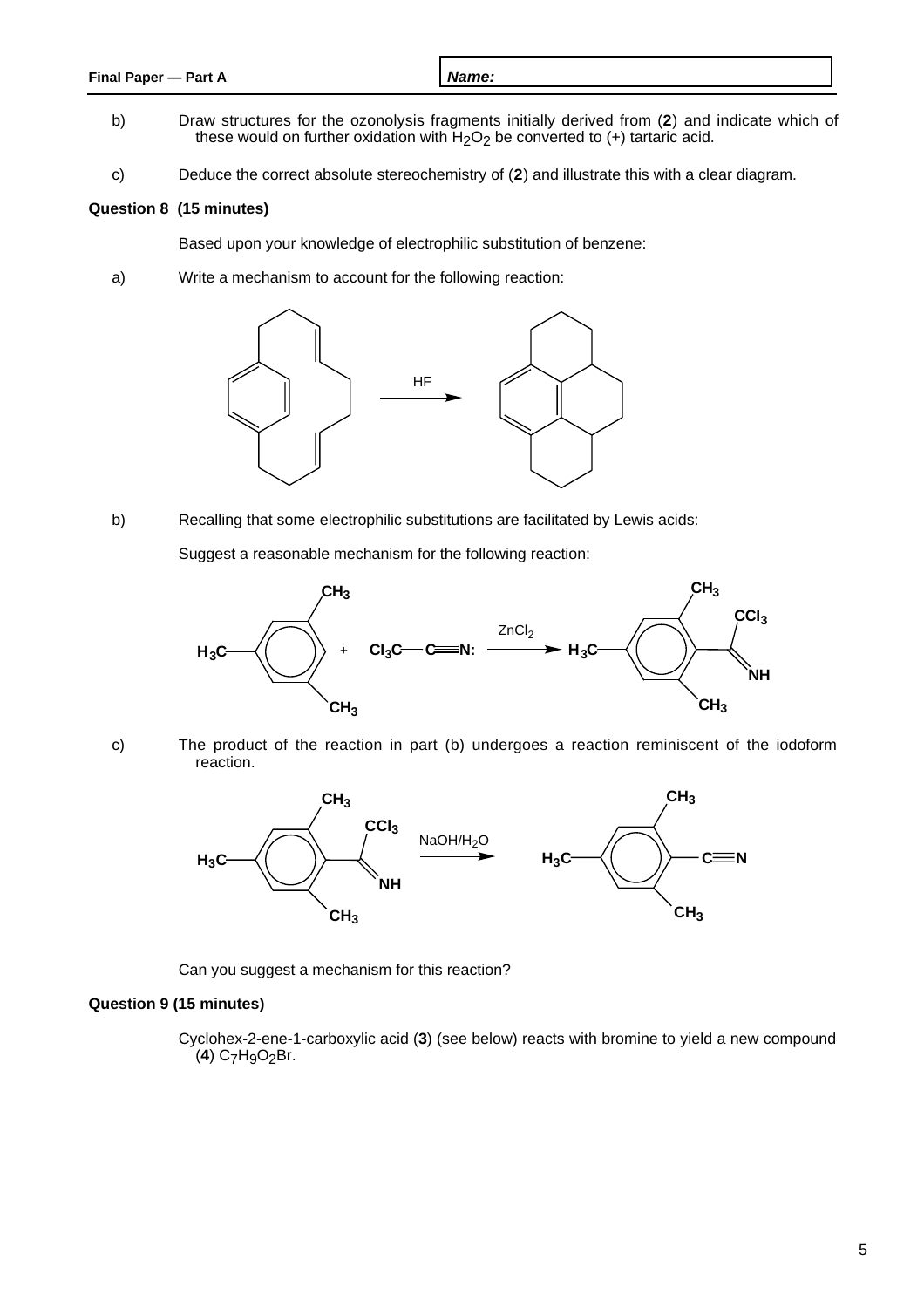b) Draw structures for the ozonolysis fragments initially derived from (**2**) and indicate which of these would on further oxidation with $H_2O_2$ be converted to (+) tartaric acid.

c) Deduce the correct absolute stereochemistry of (**2**) and illustrate this with a clear diagram.

**Question 8 (15 minutes)**

Based upon your knowledge of electrophilic substitution of benzene:

a) Write a mechanism to account for the following reaction:

HF

b) Recalling that some electrophilic substitutions are facilitated by Lewis acids:

Suggest a reasonable mechanism for the following reaction:

$ZnCl_2$

c) The product of the reaction in part (b) undergoes a reaction reminiscent of the iodoform reaction.

$NaOH/H_2O$

Can you suggest a mechanism for this reaction?

**Question 9 (15 minutes)**

Cyclohex-2-ene-1-carboxylic acid (**3**) (see below) reacts with bromine to yield a new compound (**4**) $C_7H_9O_2Br$.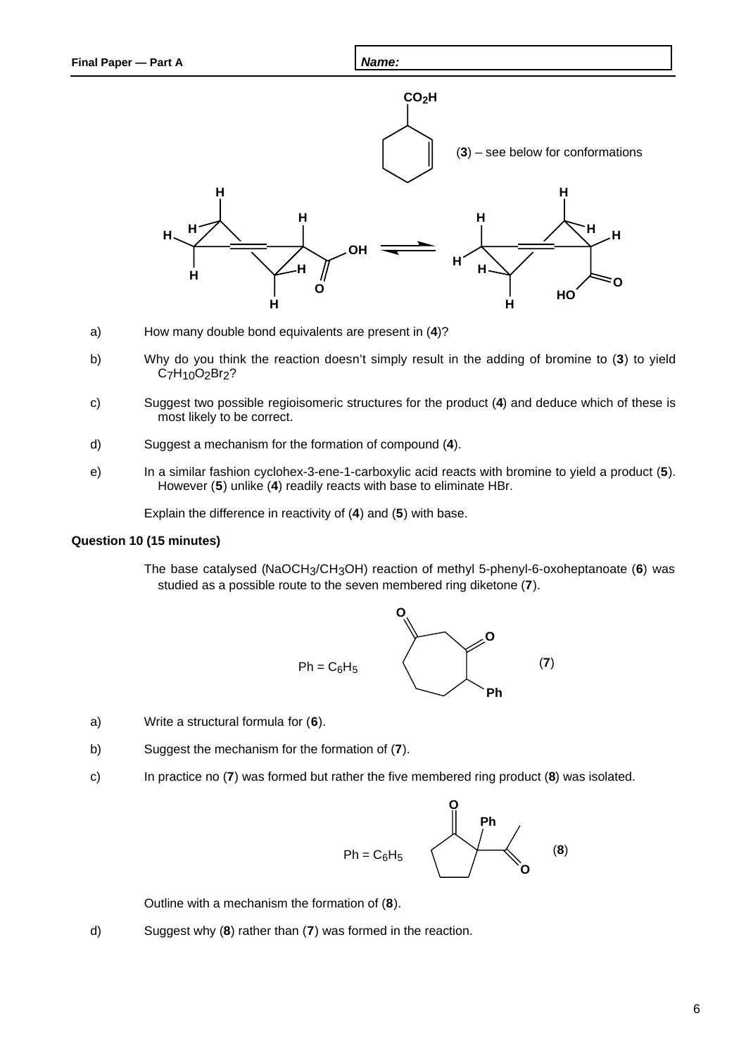**Final Paper — Part A** | ***Name:***

$CO_2H$

(**3**) – see below for conformations

a) How many double bond equivalents are present in (**4**)?

b) Why do you think the reaction doesn't simply result in the adding of bromine to (**3**) to yield $C_7H_{10}O_2Br_2$?

c) Suggest two possible regioisomeric structures for the product (**4**) and deduce which of these is most likely to be correct.

d) Suggest a mechanism for the formation of compound (**4**).

e) In a similar fashion cyclohex-3-ene-1-carboxylic acid reacts with bromine to yield a product (**5**). However (**5**) unlike (**4**) readily reacts with base to eliminate HBr.

Explain the difference in reactivity of (**4**) and (**5**) with base.

### Question 10 (15 minutes)

The base catalysed ($NaOCH_3$/$CH_3OH$) reaction of methyl 5-phenyl-6-oxoheptanoate (**6**) was studied as a possible route to the seven membered ring diketone (**7**).

Ph = $C_6H_5$ (**7**)

a) Write a structural formula for (**6**).

b) Suggest the mechanism for the formation of (**7**).

c) In practice no (**7**) was formed but rather the five membered ring product (**8**) was isolated.

Ph = $C_6H_5$ (**8**)

Outline with a mechanism the formation of (**8**).

d) Suggest why (**8**) rather than (**7**) was formed in the reaction.